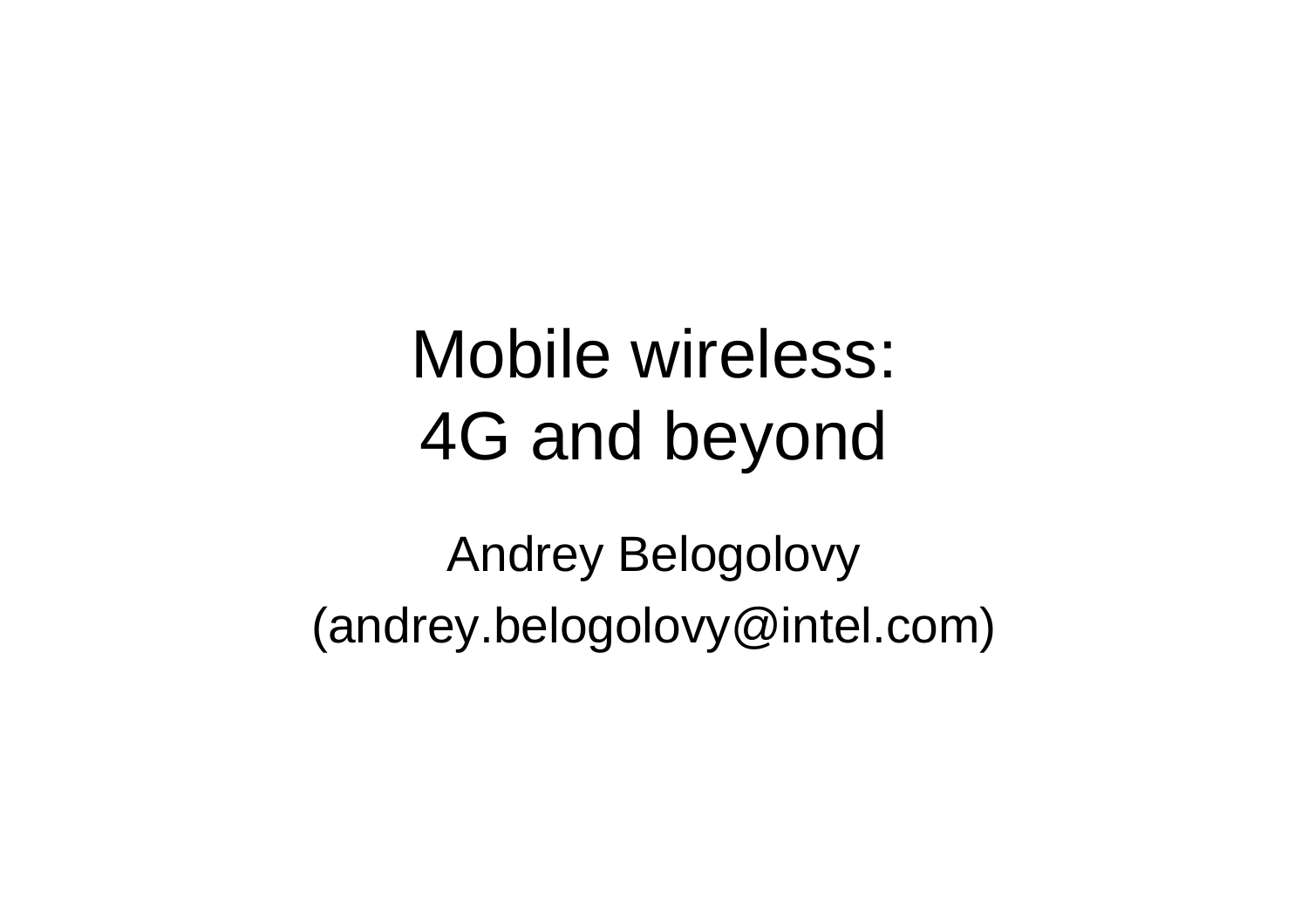# Mobile wireless: 4G and beyond

Andrey Belogolovy

(andrey.belogolovy@intel.com)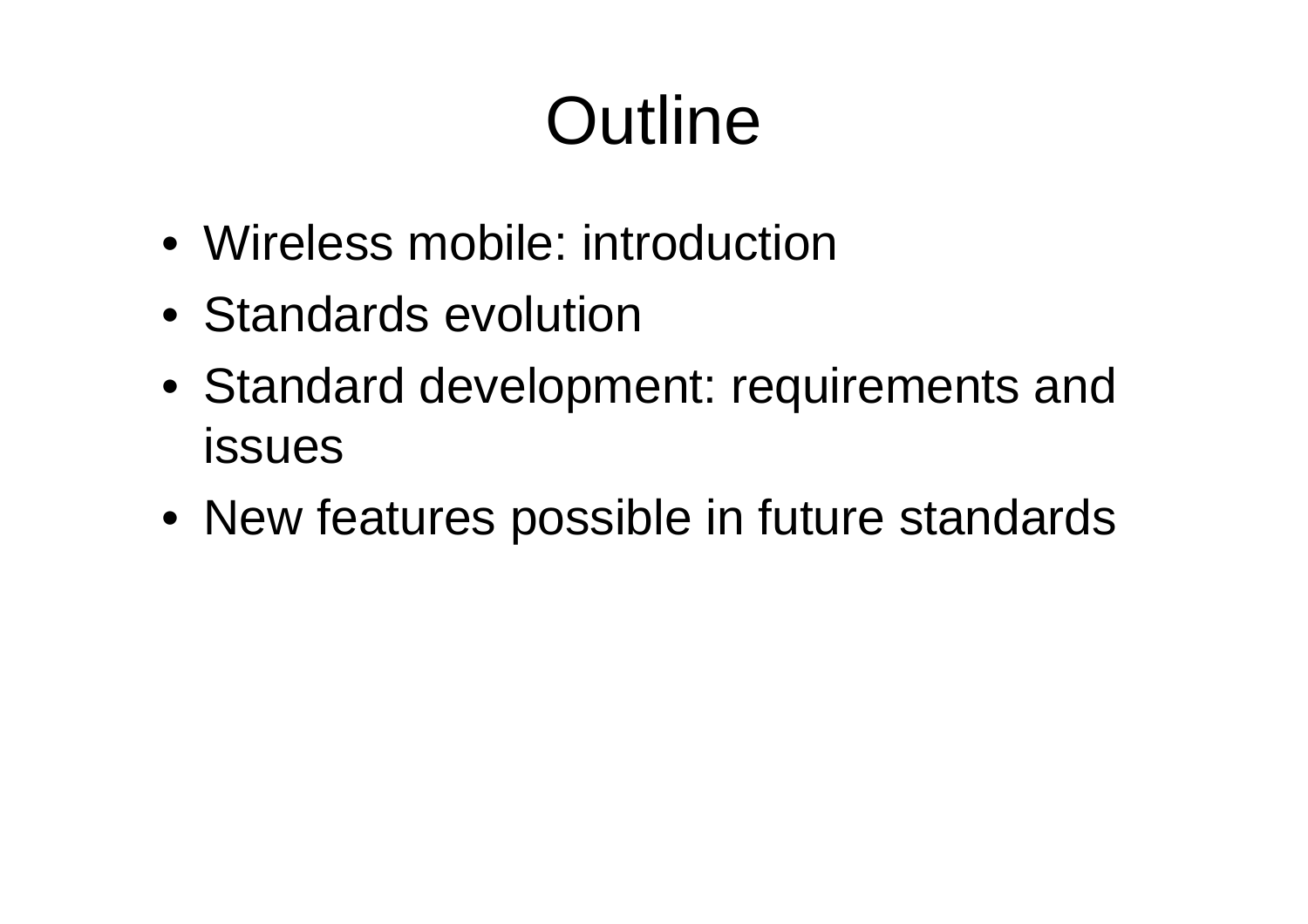# Outline

- Wireless mobile: introduction
- Standards evolution
- Standard development: requirements and issues
- New features possible in future standards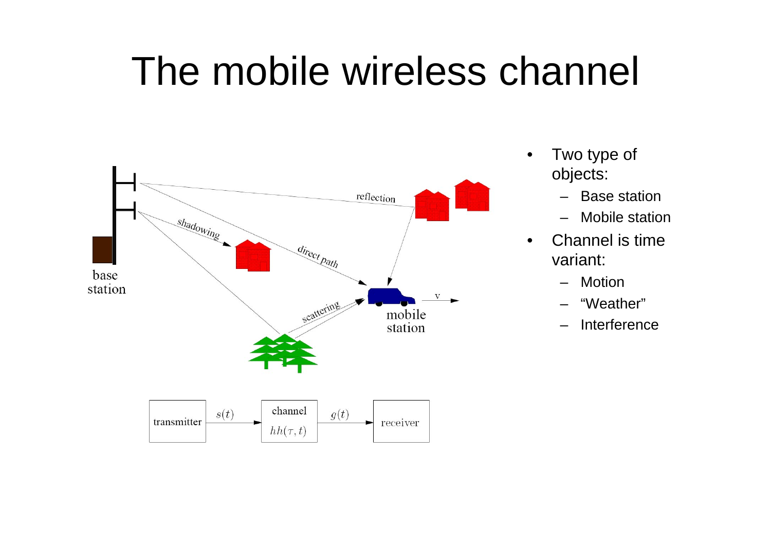# The mobile wireless channel

- Two type of objects:
  - Base station
  - Mobile station
- Channel is time variant:
  - Motion
  - “Weather”
  - Interference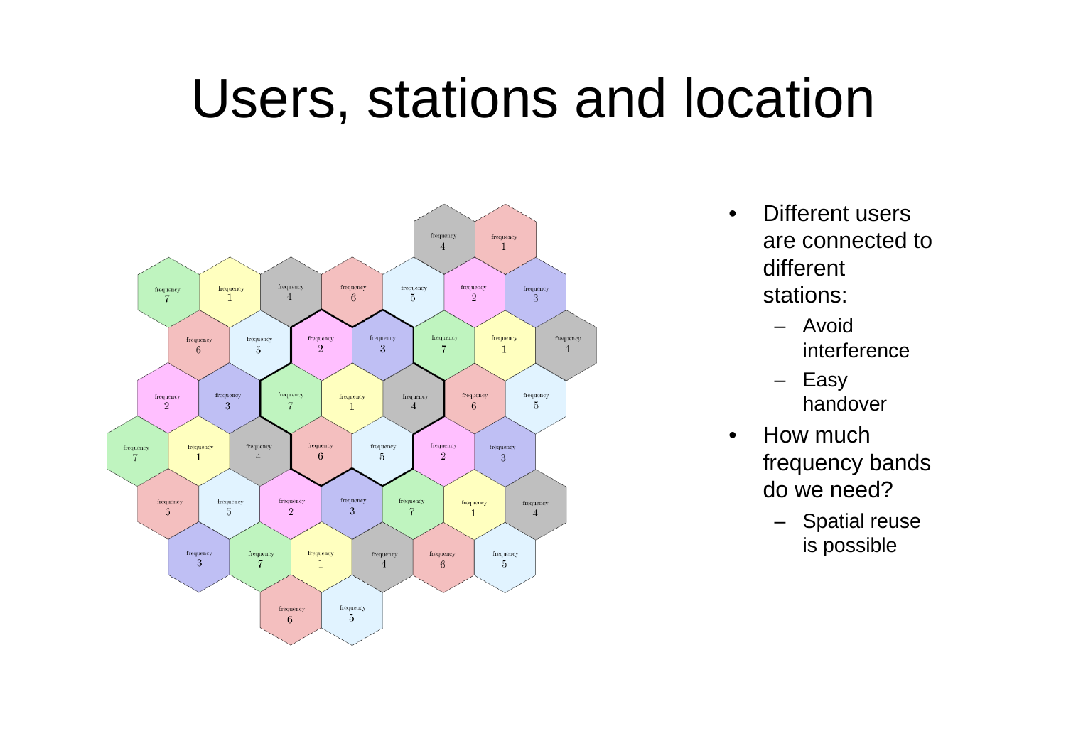# Users, stations and location

- Different users are connected to different stations:
  - Avoid interference
  - Easy handover
- How much frequency bands do we need?
  - Spatial reuse is possible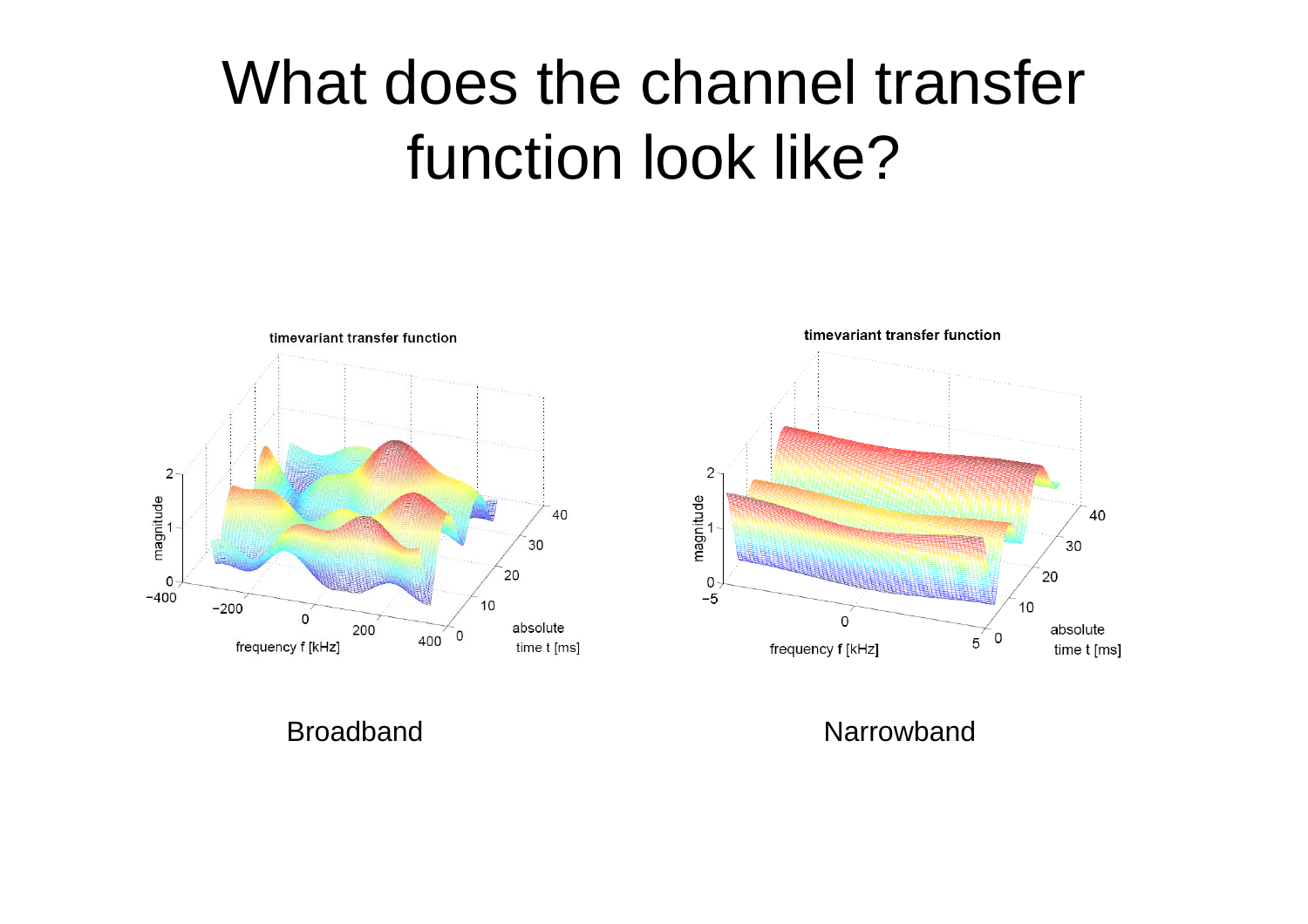# What does the channel transfer function look like?

Broadband

Narrowband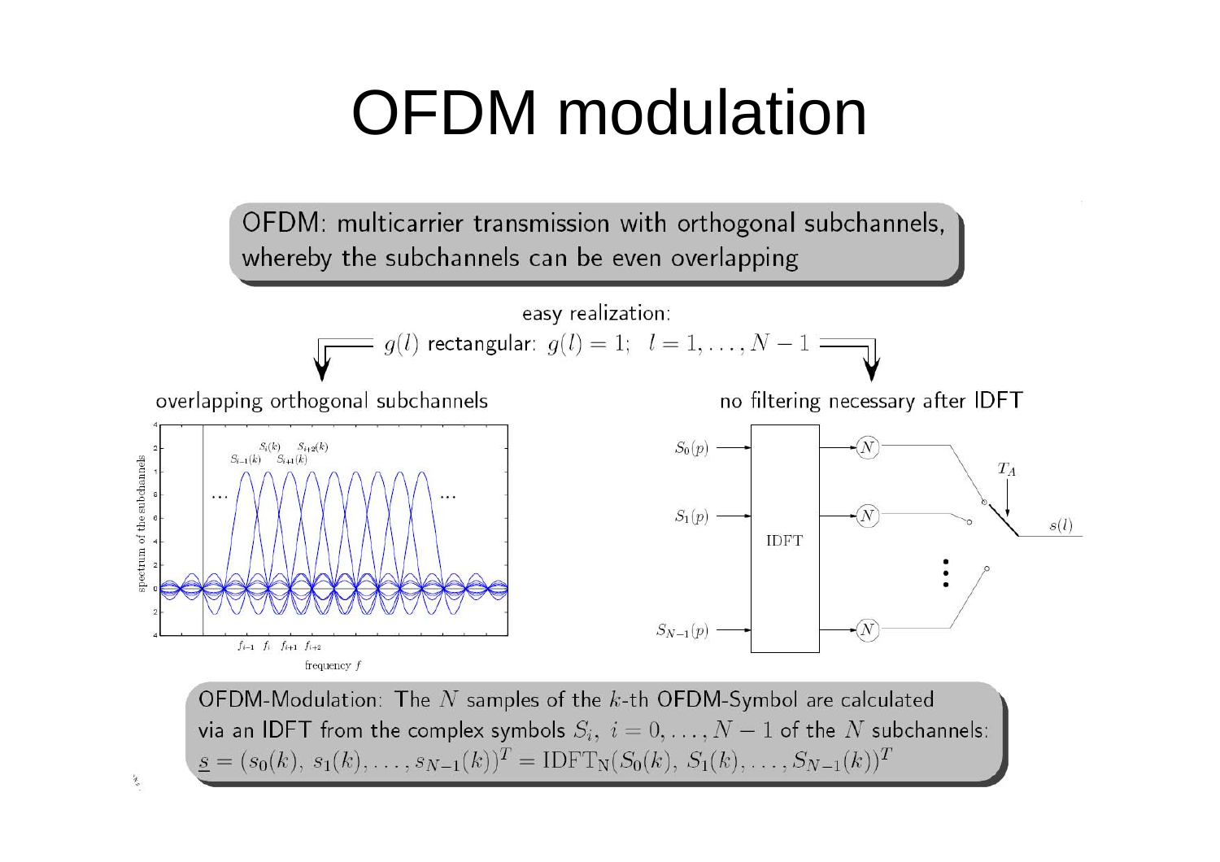# OFDM modulation

OFDM: multicarrier transmission with orthogonal subchannels, whereby the subchannels can be even overlapping

easy realization:

$g(l)$ rectangular: $g(l) = 1; \quad l = 1, \ldots, N-1$

overlapping orthogonal subchannels

no filtering necessary after IDFT

OFDM-Modulation: The $N$ samples of the $k$-th OFDM-Symbol are calculated via an IDFT from the complex symbols $S_i, \ i = 0, \ldots, N-1$ of the $N$ subchannels:

$\underline{s} = (s_0(k), \, s_1(k), \ldots, s_{N-1}(k))^T = \mathrm{IDFT_N}(S_0(k), \, S_1(k), \ldots, S_{N-1}(k))^T$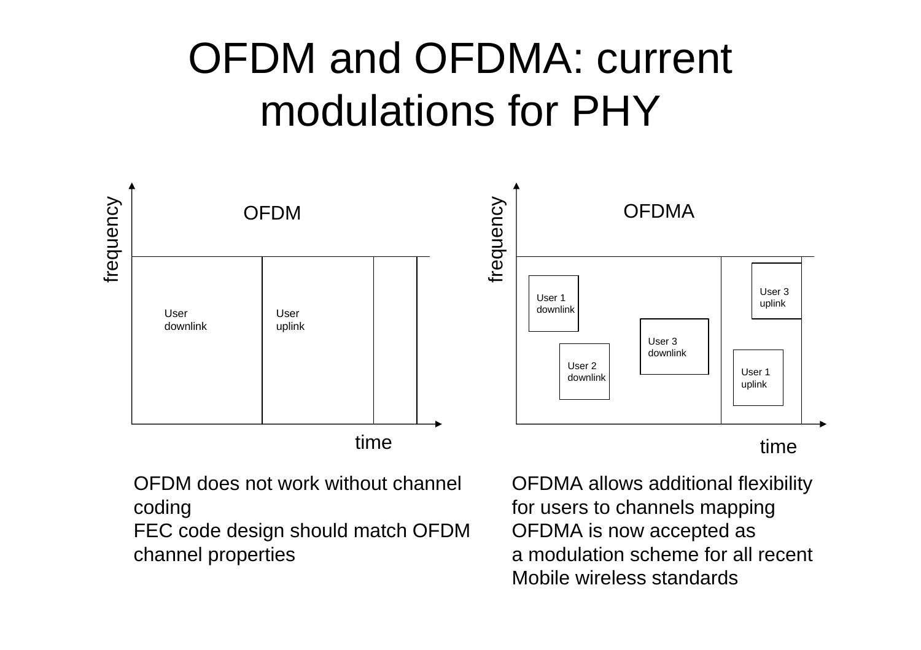# OFDM and OFDMA: current modulations for PHY

OFDM

frequency

User downlink

User uplink

time

OFDMA

frequency

User 1 downlink

User 2 downlink

User 3 downlink

User 3 uplink

User 1 uplink

time

OFDM does not work without channel coding
FEC code design should match OFDM channel properties

OFDMA allows additional flexibility for users to channels mapping
OFDMA is now accepted as a modulation scheme for all recent Mobile wireless standards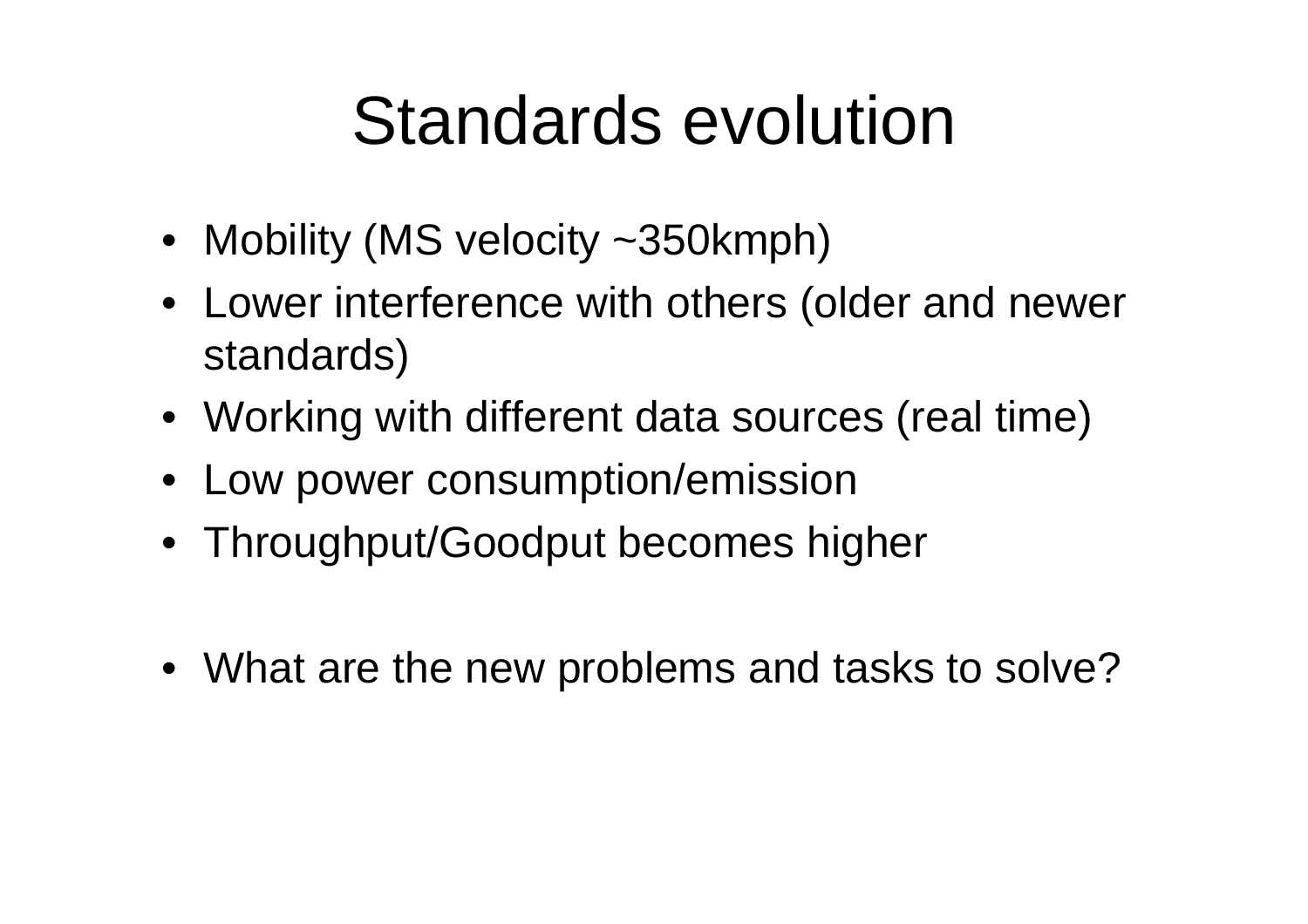# Standards evolution

- Mobility (MS velocity ~350kmph)
- Lower interference with others (older and newer standards)
- Working with different data sources (real time)
- Low power consumption/emission
- Throughput/Goodput becomes higher

- What are the new problems and tasks to solve?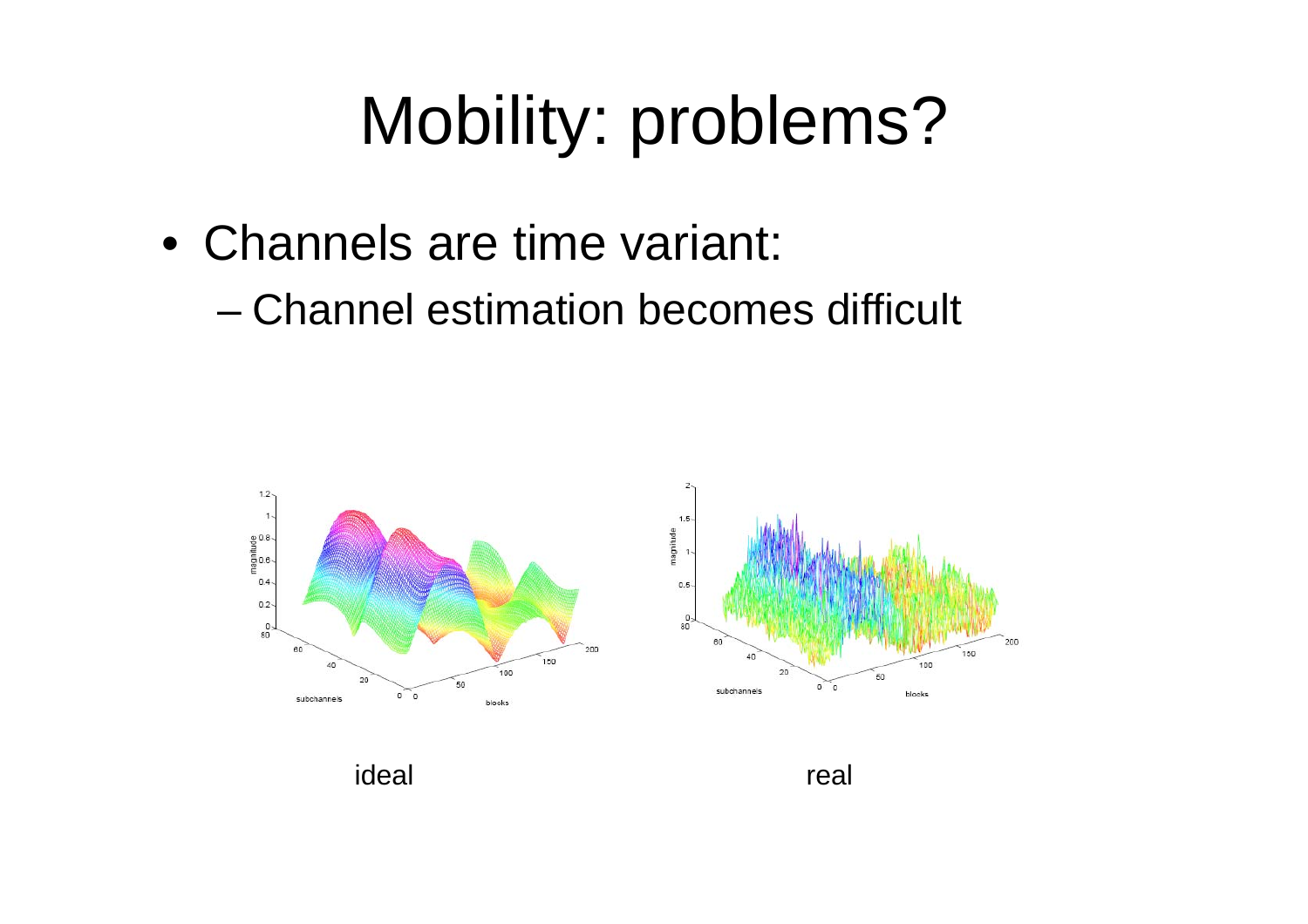# Mobility: problems?

- Channels are time variant:
  - Channel estimation becomes difficult

ideal

real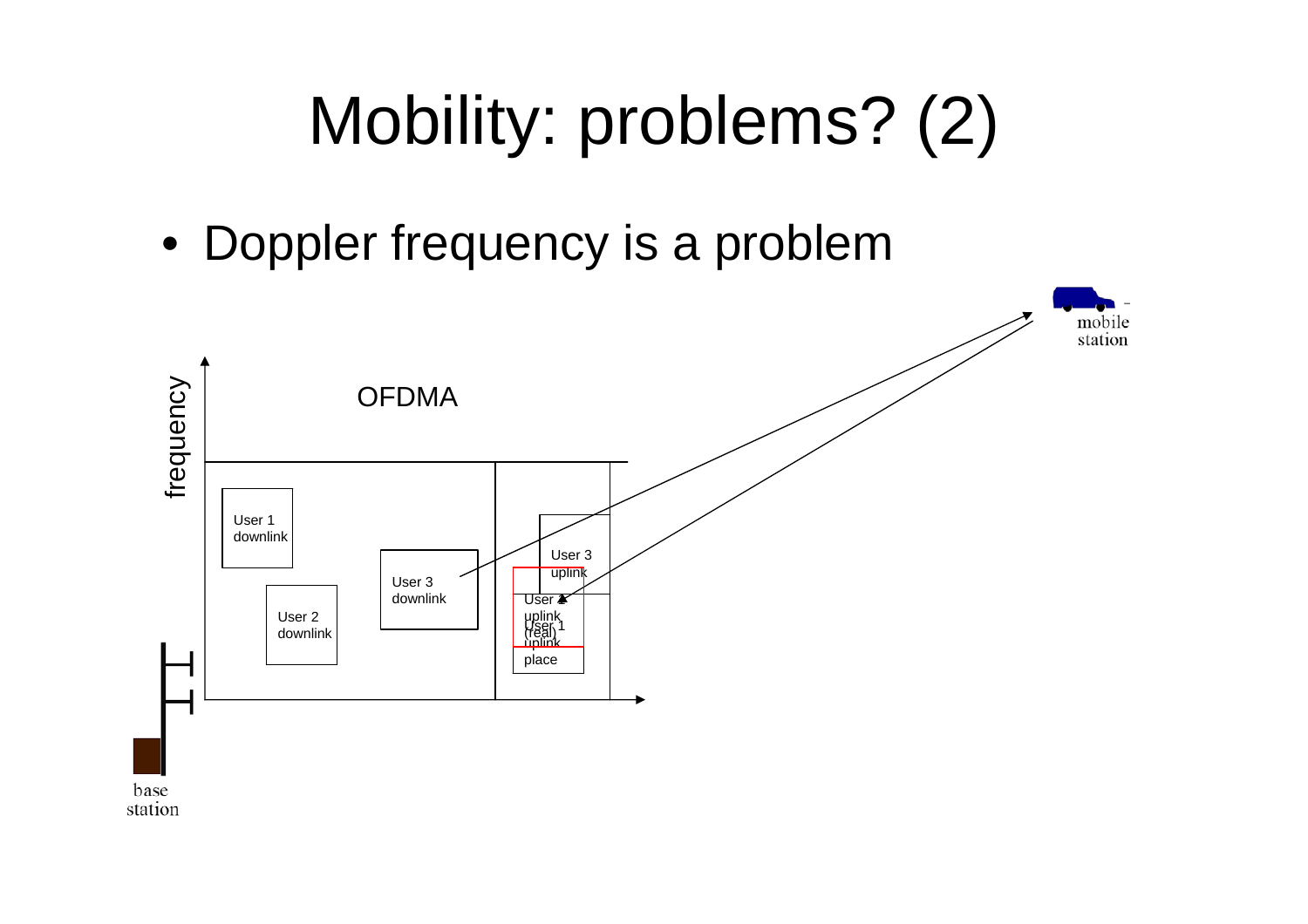# Mobility: problems? (2)

- Doppler frequency is a problem

OFDMA

frequency

User 1 downlink

User 2 downlink

User 3 downlink

User 3 uplink

User 1 uplink (real)

User 1 uplink place

mobile station

base station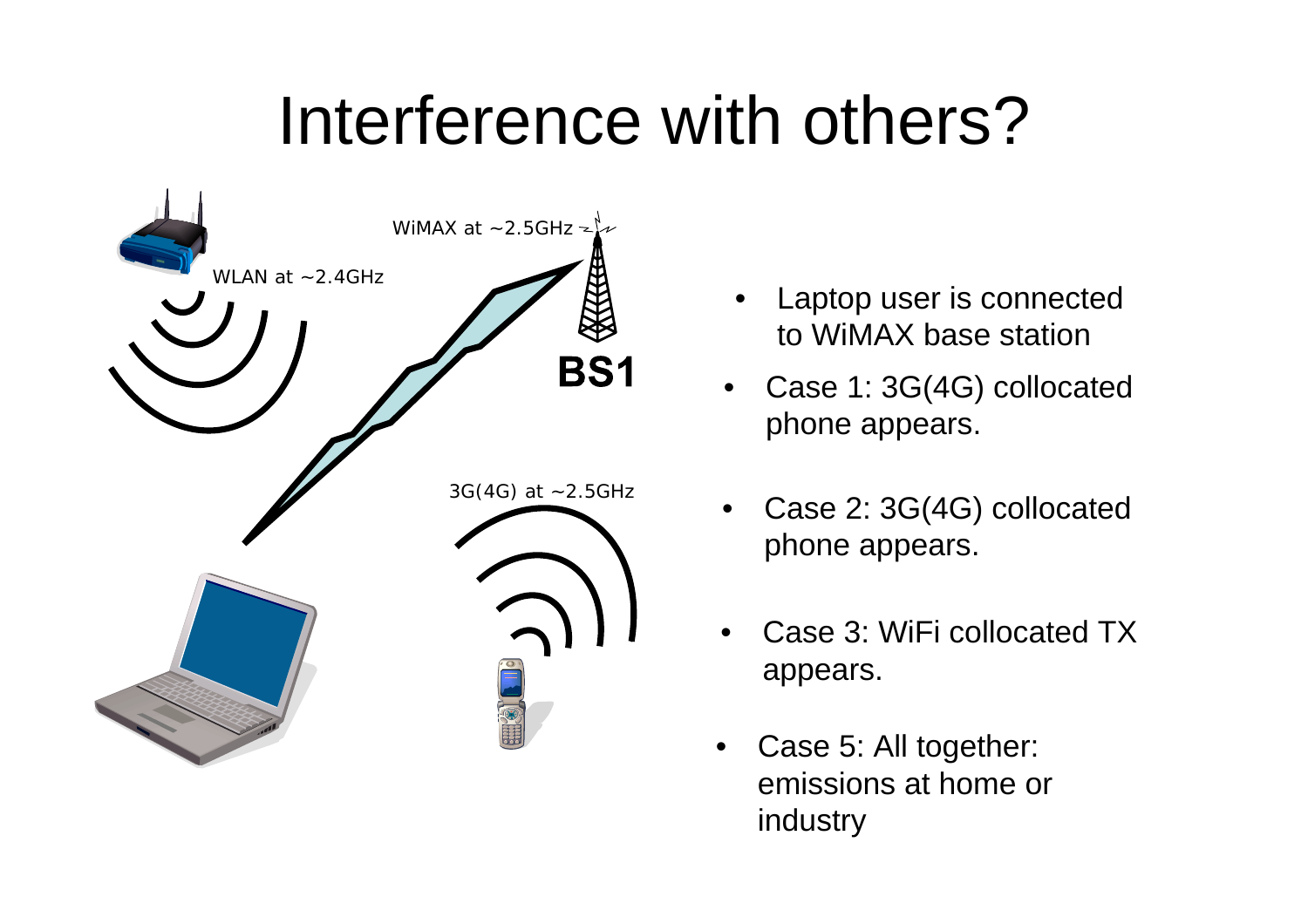# Interference with others?

WiMAX at ~2.5GHz

WLAN at ~2.4GHz

BS1

3G(4G) at ~2.5GHz

- Laptop user is connected to WiMAX base station
- Case 1: 3G(4G) collocated phone appears.
- Case 2: 3G(4G) collocated phone appears.
- Case 3: WiFi collocated TX appears.
- Case 5: All together: emissions at home or industry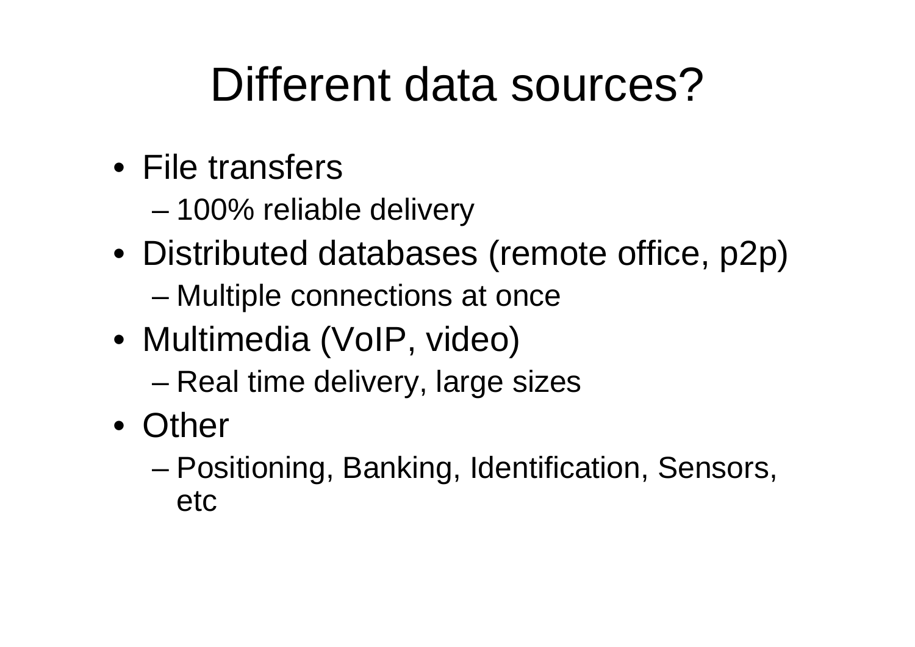# Different data sources?

- File transfers
  - 100% reliable delivery
- Distributed databases (remote office, p2p)
  - Multiple connections at once
- Multimedia (VoIP, video)
  - Real time delivery, large sizes
- Other
  - Positioning, Banking, Identification, Sensors, etc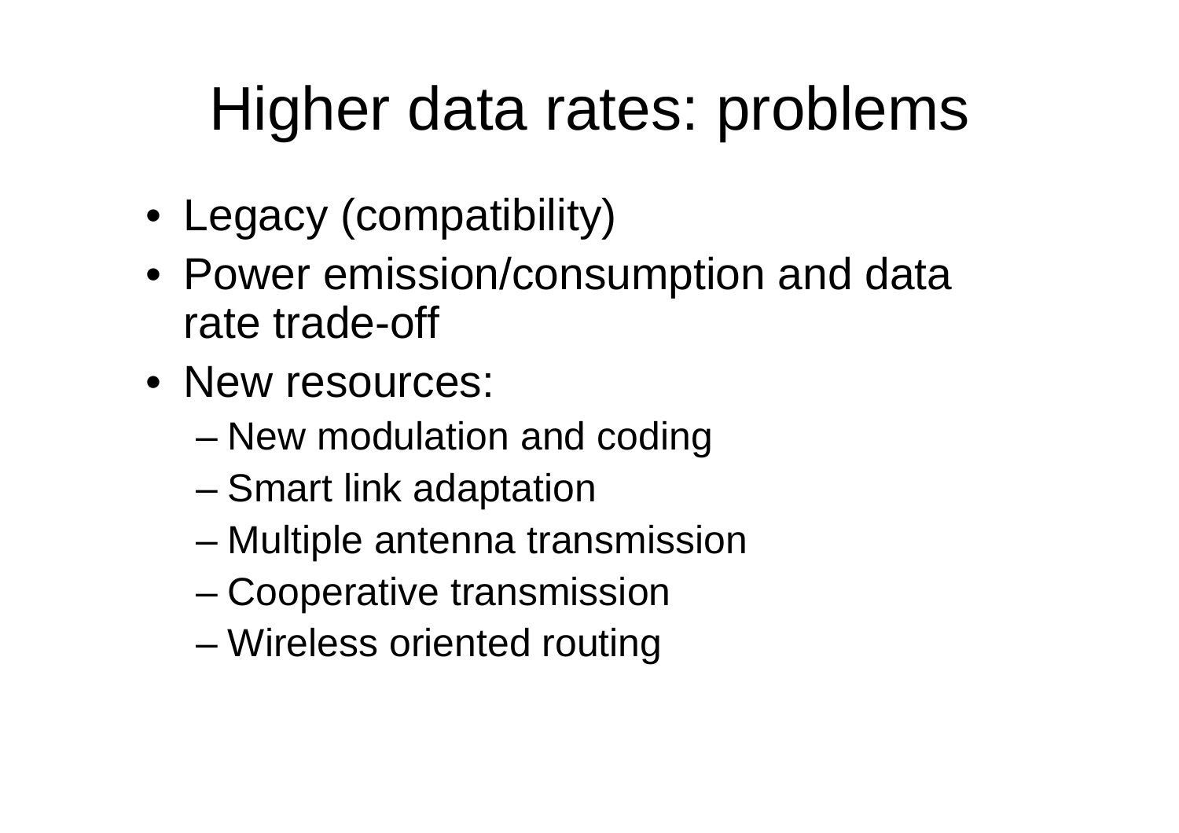# Higher data rates: problems

- Legacy (compatibility)
- Power emission/consumption and data rate trade-off
- New resources:
  - New modulation and coding
  - Smart link adaptation
  - Multiple antenna transmission
  - Cooperative transmission
  - Wireless oriented routing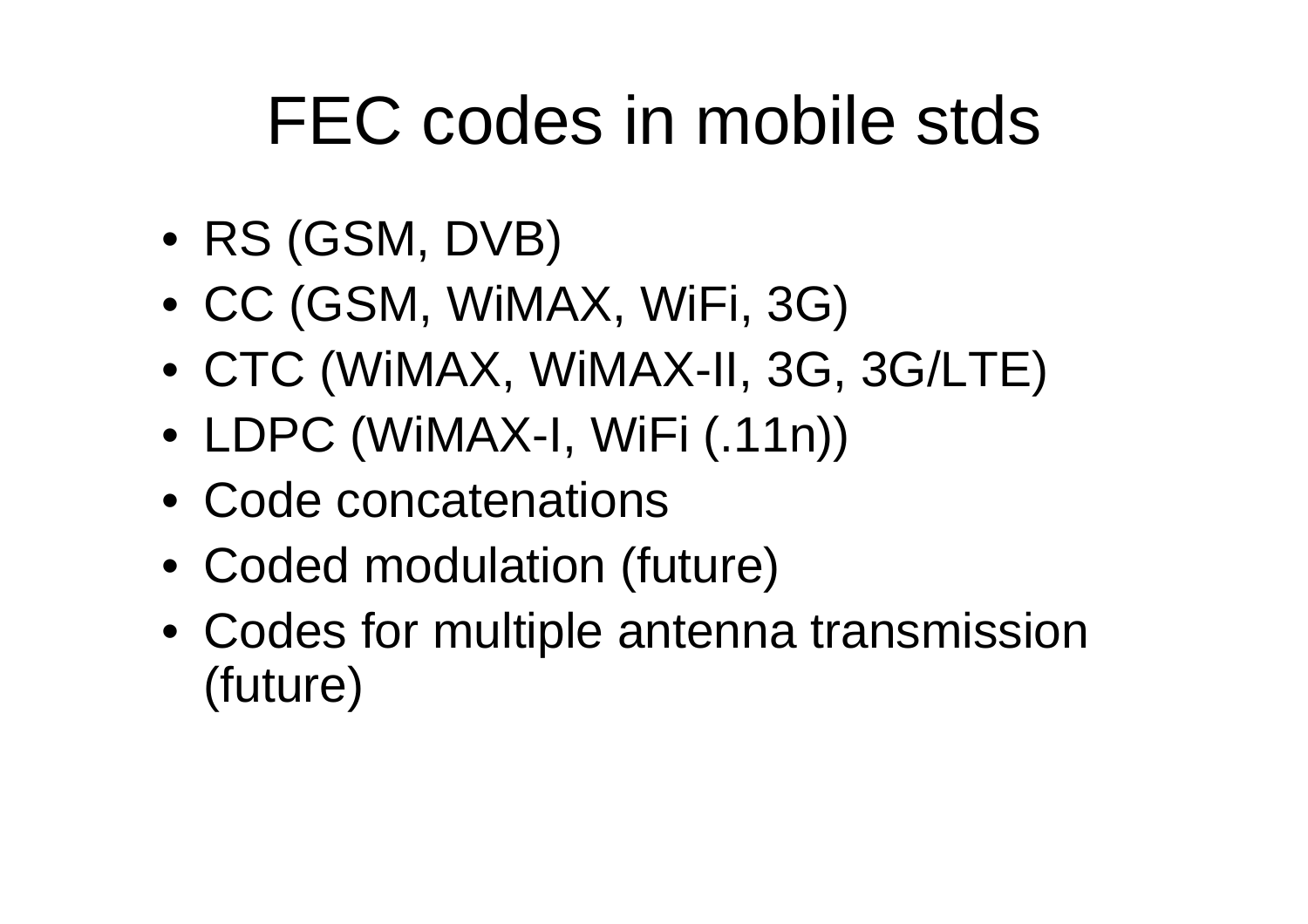# FEC codes in mobile stds

- RS (GSM, DVB)
- CC (GSM, WiMAX, WiFi, 3G)
- CTC (WiMAX, WiMAX-II, 3G, 3G/LTE)
- LDPC (WiMAX-I, WiFi (.11n))
- Code concatenations
- Coded modulation (future)
- Codes for multiple antenna transmission (future)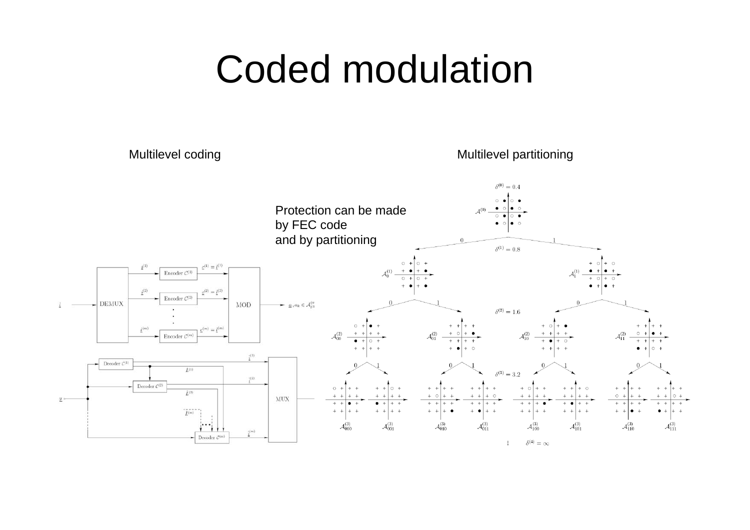# Coded modulation

Multilevel coding

Multilevel partitioning

Protection can be made by FEC code and by partitioning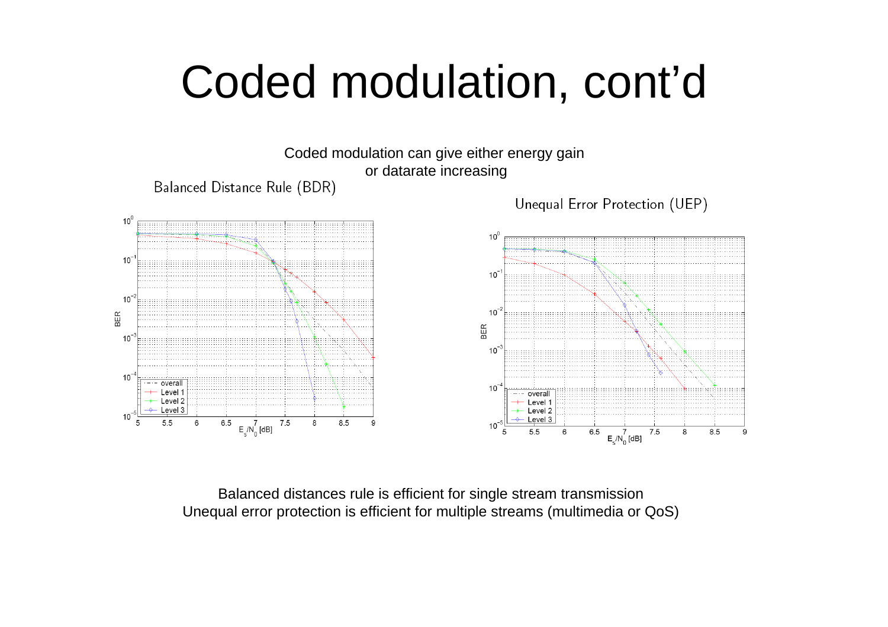# Coded modulation, cont'd

Coded modulation can give either energy gain or datarate increasing

Balanced Distance Rule (BDR)

Unequal Error Protection (UEP)

Balanced distances rule is efficient for single stream transmission
Unequal error protection is efficient for multiple streams (multimedia or QoS)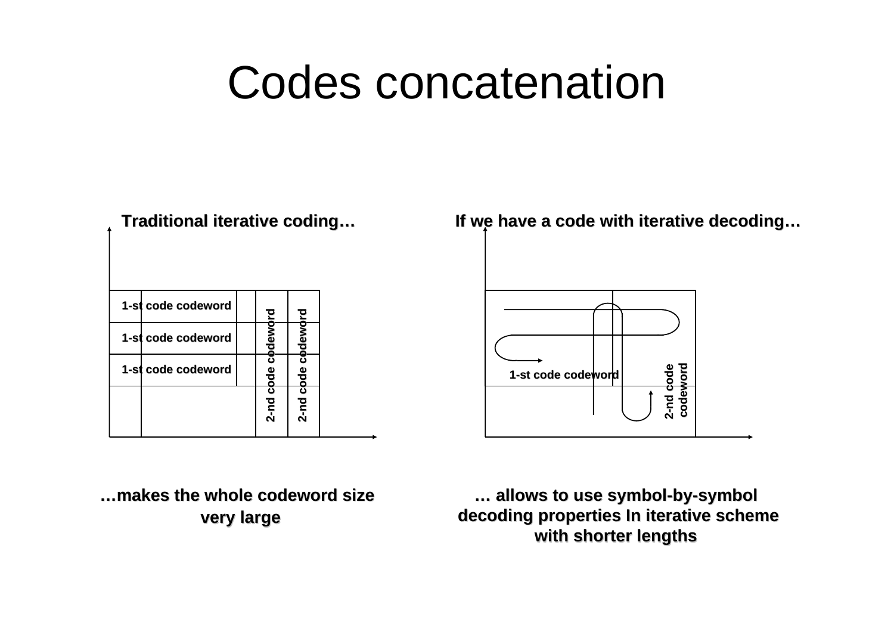# Codes concatenation

**Traditional iterative coding…**

1-st code codeword

1-st code codeword

1-st code codeword

2-nd code codeword

2-nd code codeword

**…makes the whole codeword size very large**

**If we have a code with iterative decoding…**

1-st code codeword

2-nd code codeword

**… allows to use symbol-by-symbol decoding properties In iterative scheme with shorter lengths**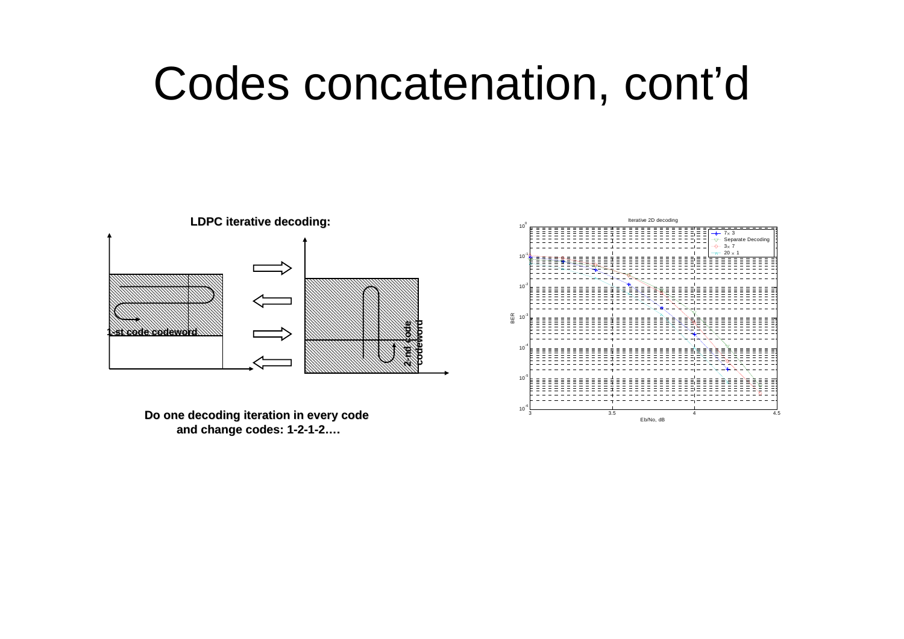# Codes concatenation, cont'd

**LDPC iterative decoding:**

1-st code codeword

2-nd code codeword

**Do one decoding iteration in every code and change codes: 1-2-1-2….**

Iterative 2D decoding

- 7 × 3
- Separate Decoding
- 3 × 7
- 20 × 1

BER

Eb/No, dB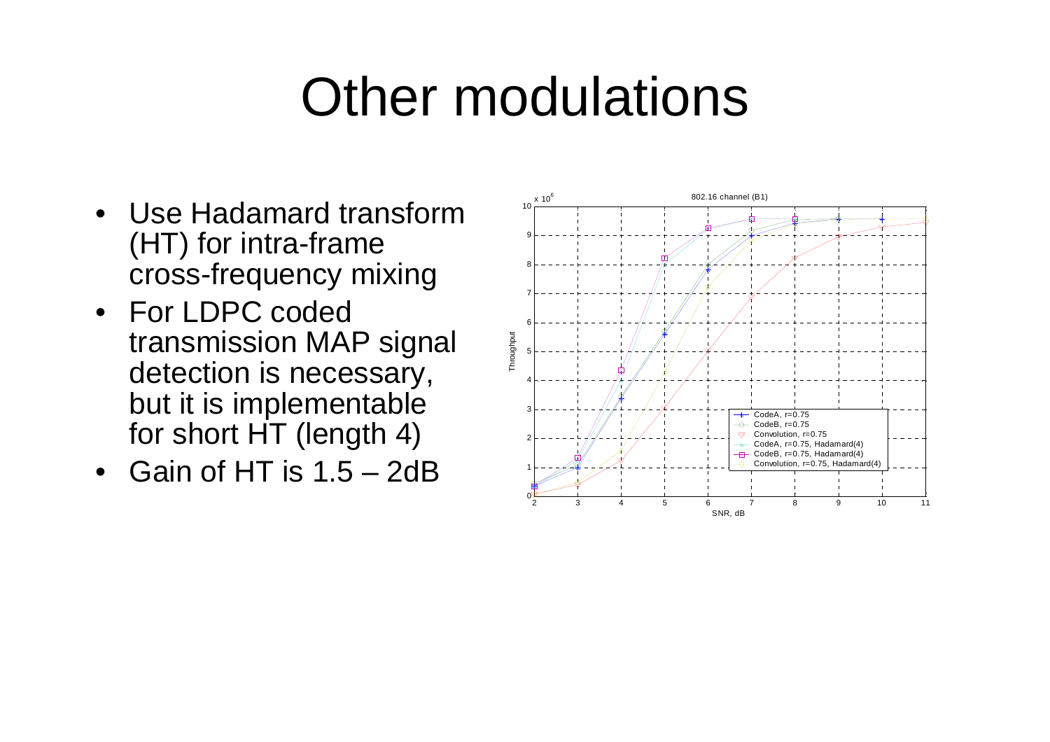# Other modulations

- Use Hadamard transform (HT) for intra-frame cross-frequency mixing
- For LDPC coded transmission MAP signal detection is necessary, but it is implementable for short HT (length 4)
- Gain of HT is 1.5 – 2dB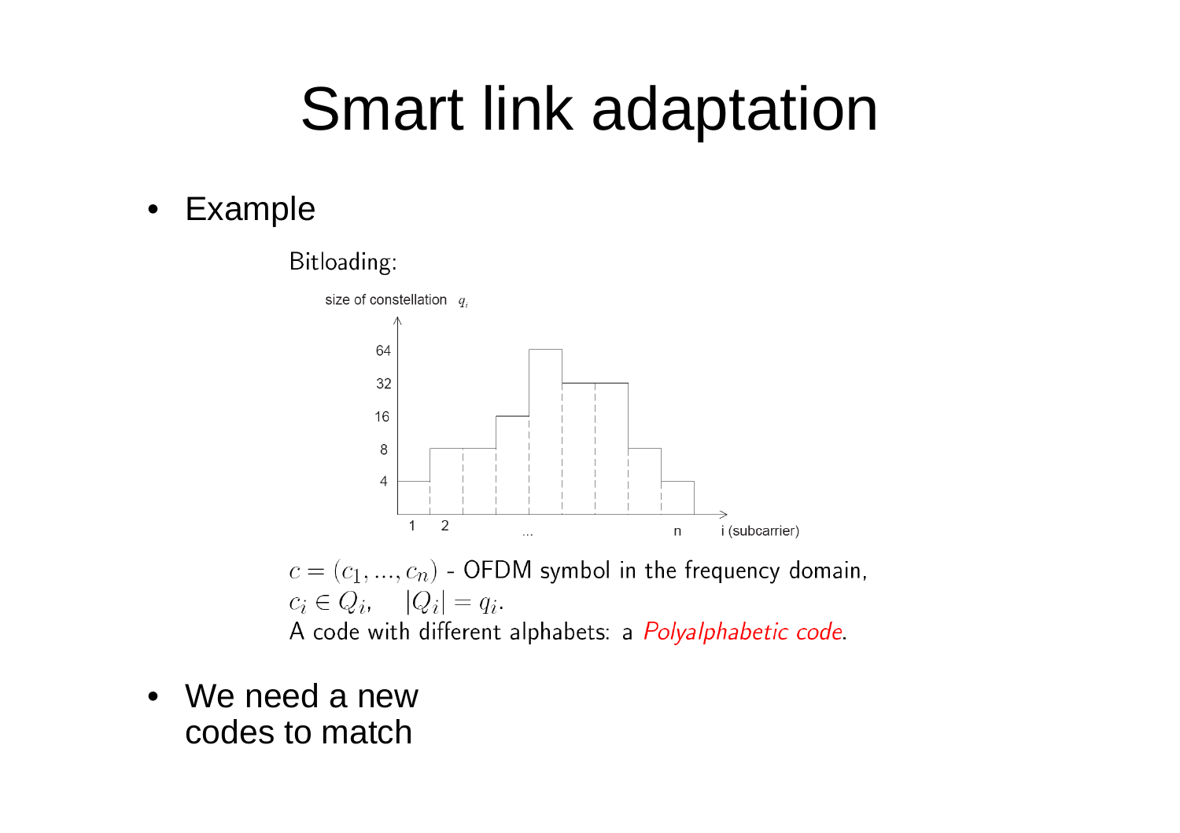# Smart link adaptation

- Example

Bitloading:

size of constellation $q_i$

64
32
16
8
4

1 2 ... n i (subcarrier)

$c = (c_1, \ldots, c_n)$ - OFDM symbol in the frequency domain,
$c_i \in Q_i, \quad |Q_i| = q_i$.
A code with different alphabets: a *Polyalphabetic code*.

- We need a new codes to match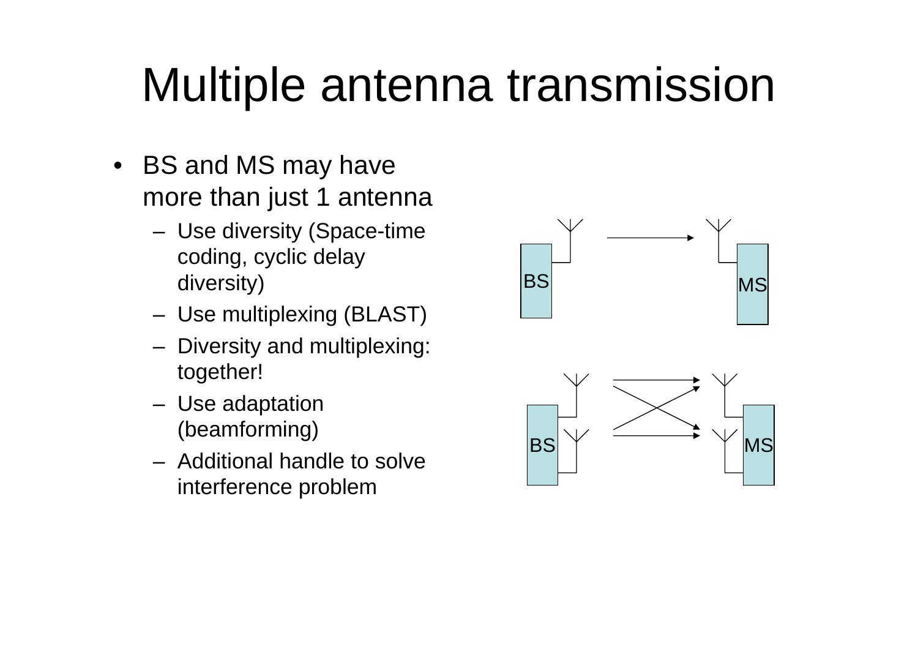# Multiple antenna transmission

- BS and MS may have more than just 1 antenna
  - Use diversity (Space-time coding, cyclic delay diversity)
  - Use multiplexing (BLAST)
  - Diversity and multiplexing: together!
  - Use adaptation (beamforming)
  - Additional handle to solve interference problem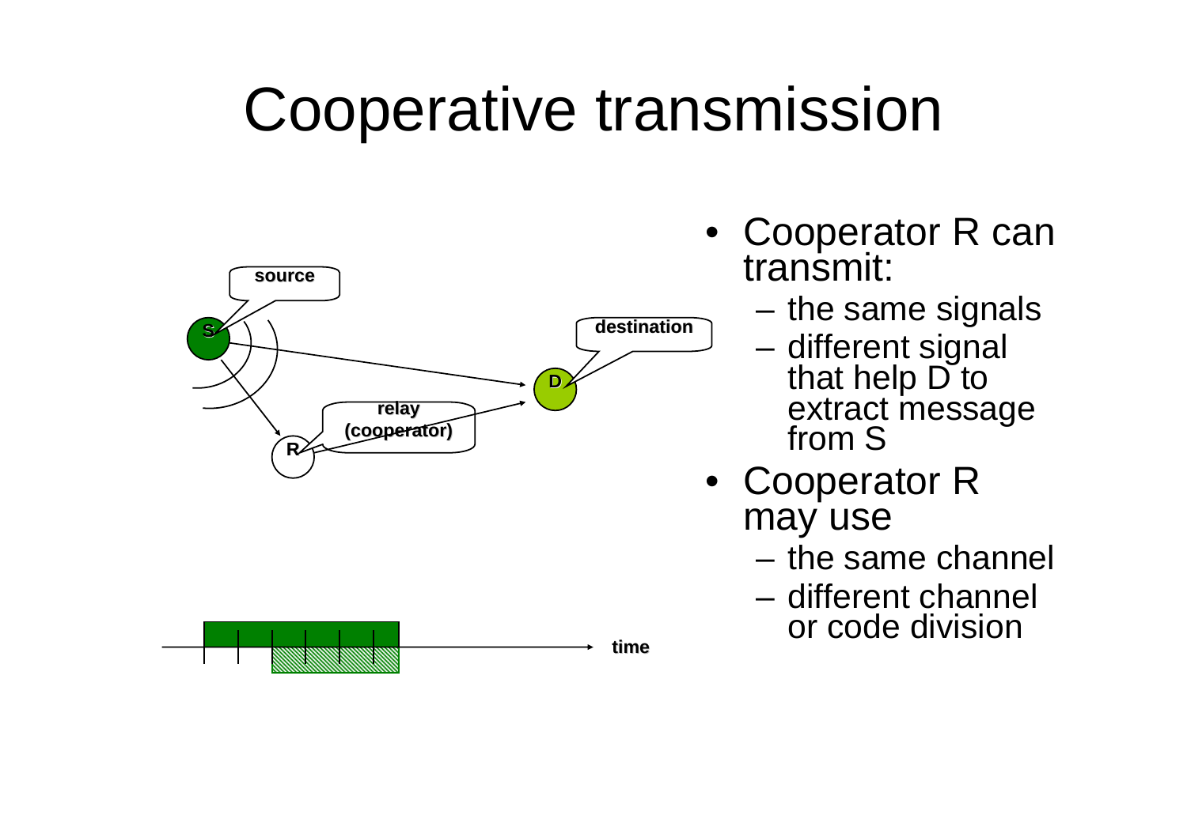# Cooperative transmission

- Cooperator R can transmit:
  - the same signals
  - different signal that help D to extract message from S
- Cooperator R may use
  - the same channel
  - different channel or code division

source

S

destination

D

relay (cooperator)

R

time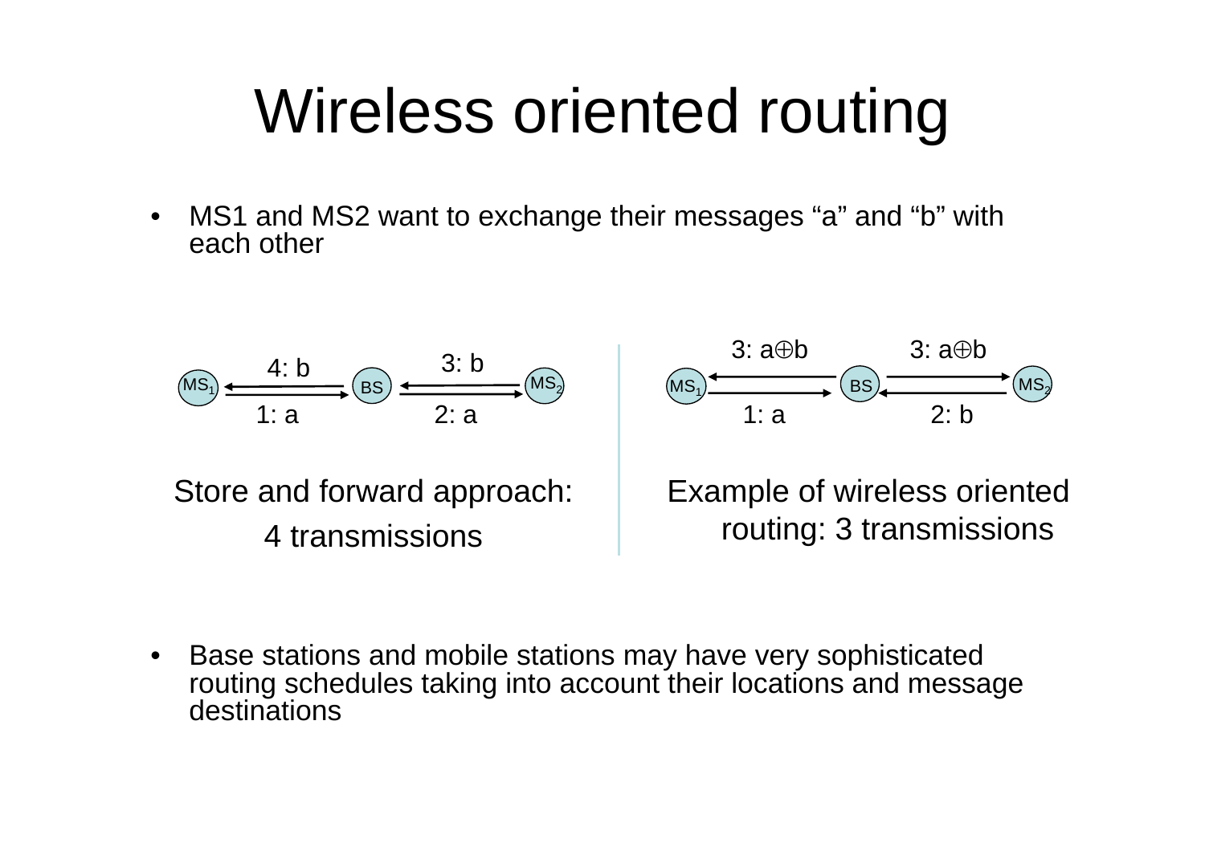# Wireless oriented routing

- MS1 and MS2 want to exchange their messages “a” and “b” with each other

4: b — 3: b

$MS_1$ — BS — $MS_2$

1: a — 2: a

Store and forward approach:

4 transmissions

3: a⊕b — 3: a⊕b

$MS_1$ — BS — $MS_2$

1: a — 2: b

Example of wireless oriented routing: 3 transmissions

- Base stations and mobile stations may have very sophisticated routing schedules taking into account their locations and message destinations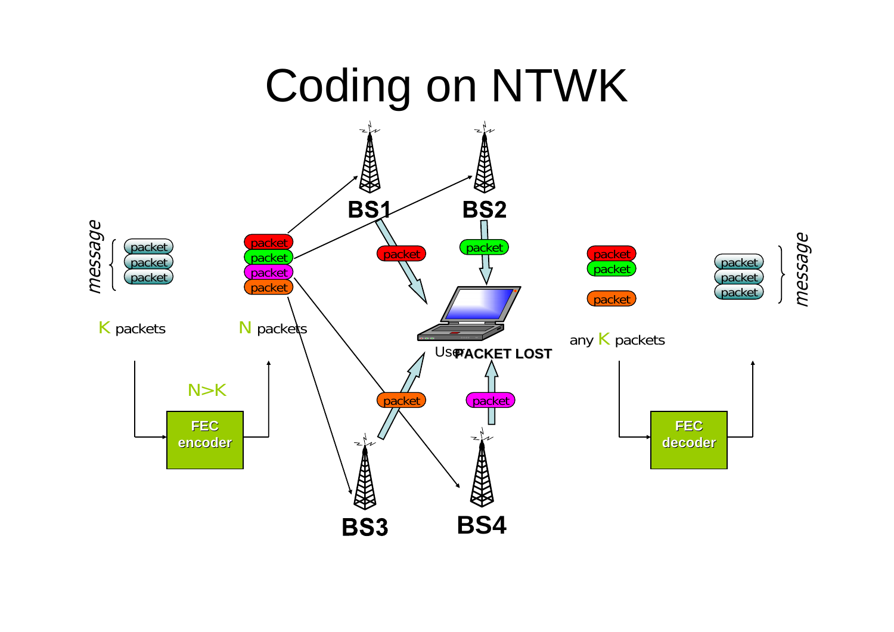# Coding on NTWK

*message*

packet
packet
packet

K packets

packet
packet
packet
packet

N packets

N>K

FEC encoder

BS1

BS2

BS3

BS4

packet

packet

packet

packet

User

PACKET LOST

packet
packet

packet

any K packets

FEC decoder

packet
packet
packet

*message*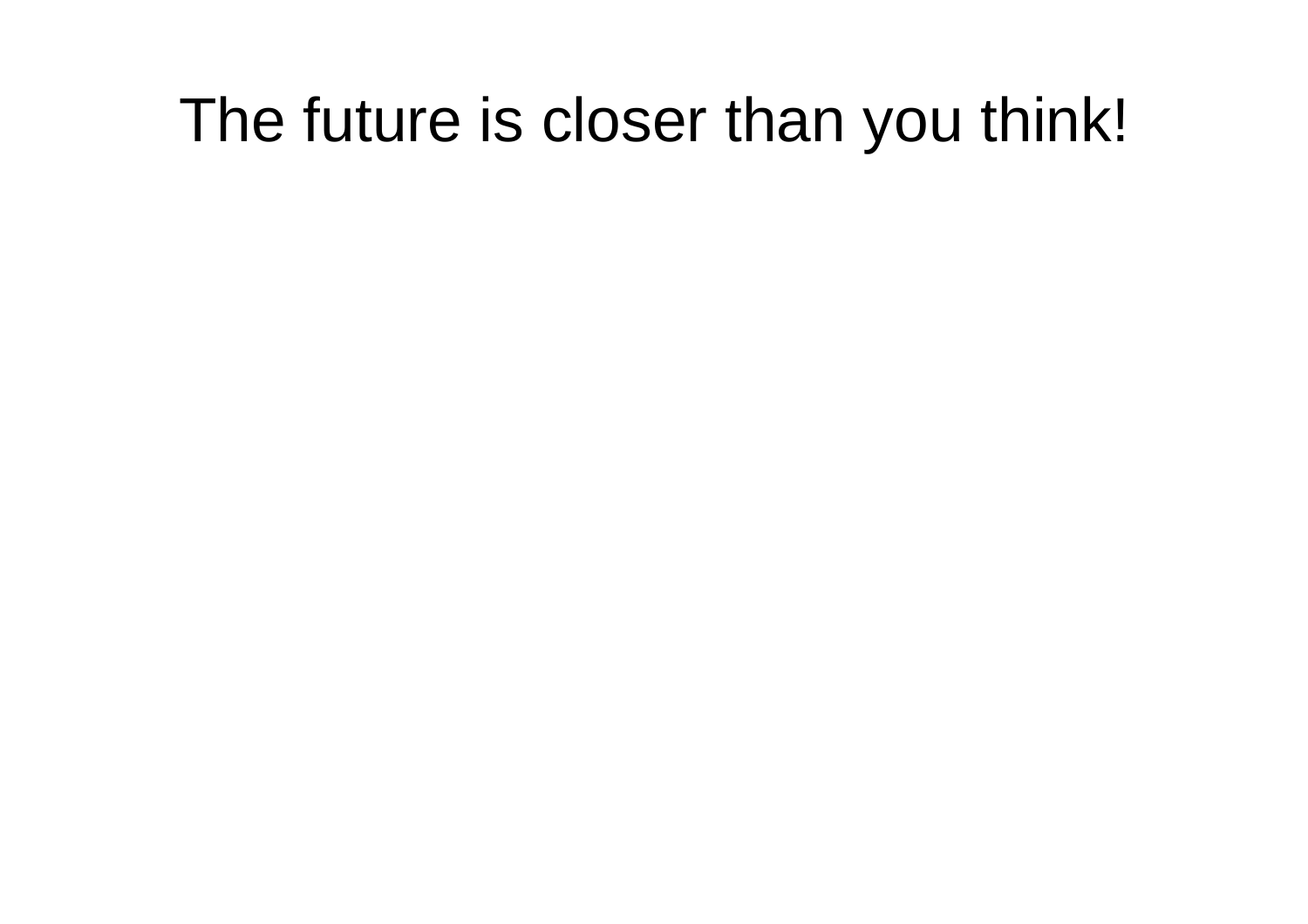# The future is closer than you think!